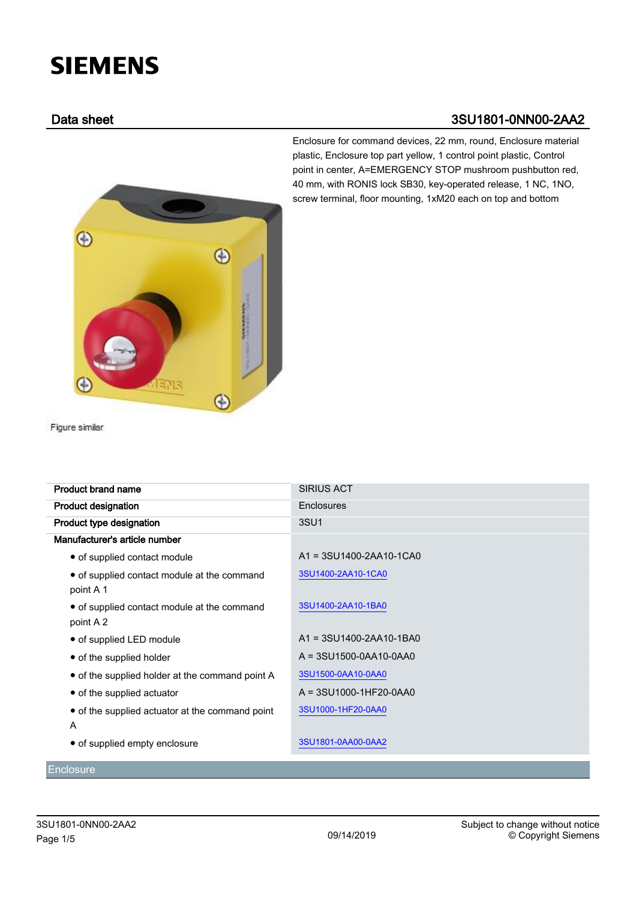# SIEMENS

## Data sheet 3SU1801-0NN00-2AA2

Enclosure for command devices, 22 mm, round, Enclosure material plastic, Enclosure top part yellow, 1 control point plastic, Control point in center, A=EMERGENCY STOP mushroom pushbutton red, 40 mm, with RONIS lock SB30, key-operated release, 1 NC, 1NO, screw terminal, floor mounting, 1xM20 each on top and bottom

Figure similar

| | |
|---|---|
| **Product brand name** | SIRIUS ACT |
| **Product designation** | Enclosures |
| **Product type designation** | 3SU1 |
| **Manufacturer's article number** | |
| • of supplied contact module | A1 = 3SU1400-2AA10-1CA0 |
| • of supplied contact module at the command point A 1 | 3SU1400-2AA10-1CA0 |
| • of supplied contact module at the command point A 2 | 3SU1400-2AA10-1BA0 |
| • of supplied LED module | A1 = 3SU1400-2AA10-1BA0 |
| • of the supplied holder | A = 3SU1500-0AA10-0AA0 |
| • of the supplied holder at the command point A | 3SU1500-0AA10-0AA0 |
| • of the supplied actuator | A = 3SU1000-1HF20-0AA0 |
| • of the supplied actuator at the command point A | 3SU1000-1HF20-0AA0 |
| • of supplied empty enclosure | 3SU1801-0AA00-0AA2 |

### Enclosure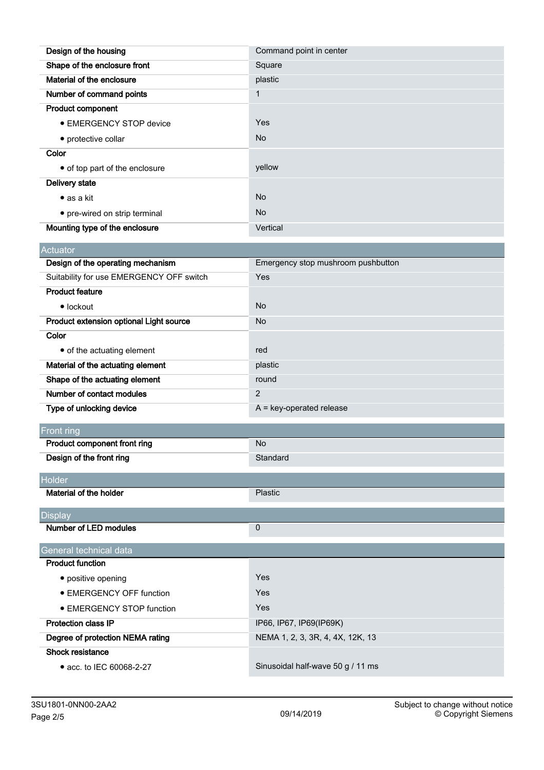| | |
|---|---|
| **Design of the housing** | Command point in center |
| **Shape of the enclosure front** | Square |
| **Material of the enclosure** | plastic |
| **Number of command points** | 1 |
| **Product component** | |
| • EMERGENCY STOP device | Yes |
| • protective collar | No |
| **Color** | |
| • of top part of the enclosure | yellow |
| **Delivery state** | |
| • as a kit | No |
| • pre-wired on strip terminal | No |
| **Mounting type of the enclosure** | Vertical |

## Actuator

| | |
|---|---|
| **Design of the operating mechanism** | Emergency stop mushroom pushbutton |
| Suitability for use EMERGENCY OFF switch | Yes |
| **Product feature** | |
| • lockout | No |
| **Product extension optional Light source** | No |
| **Color** | |
| • of the actuating element | red |
| **Material of the actuating element** | plastic |
| **Shape of the actuating element** | round |
| **Number of contact modules** | 2 |
| **Type of unlocking device** | A = key-operated release |

## Front ring

| | |
|---|---|
| **Product component front ring** | No |
| **Design of the front ring** | Standard |

## Holder

| | |
|---|---|
| **Material of the holder** | Plastic |

## Display

| | |
|---|---|
| **Number of LED modules** | 0 |

## General technical data

| | |
|---|---|
| **Product function** | |
| • positive opening | Yes |
| • EMERGENCY OFF function | Yes |
| • EMERGENCY STOP function | Yes |
| **Protection class IP** | IP66, IP67, IP69(IP69K) |
| **Degree of protection NEMA rating** | NEMA 1, 2, 3, 3R, 4, 4X, 12K, 13 |
| **Shock resistance** | |
| • acc. to IEC 60068-2-27 | Sinusoidal half-wave 50 g / 11 ms |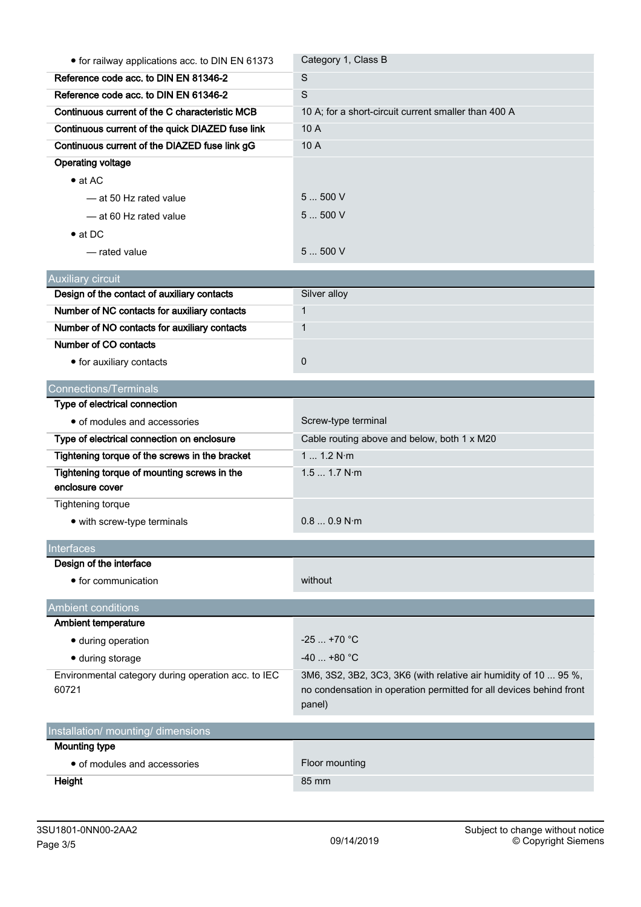| | |
|---|---|
| • for railway applications acc. to DIN EN 61373 | Category 1, Class B |
| **Reference code acc. to DIN EN 81346-2** | S |
| **Reference code acc. to DIN EN 61346-2** | S |
| **Continuous current of the C characteristic MCB** | 10 A; for a short-circuit current smaller than 400 A |
| **Continuous current of the quick DIAZED fuse link** | 10 A |
| **Continuous current of the DIAZED fuse link gG** | 10 A |
| **Operating voltage** | |
| • at AC | |
| — at 50 Hz rated value | 5 ... 500 V |
| — at 60 Hz rated value | 5 ... 500 V |
| • at DC | |
| — rated value | 5 ... 500 V |

## Auxiliary circuit

| | |
|---|---|
| **Design of the contact of auxiliary contacts** | Silver alloy |
| **Number of NC contacts for auxiliary contacts** | 1 |
| **Number of NO contacts for auxiliary contacts** | 1 |
| **Number of CO contacts** | |
| • for auxiliary contacts | 0 |

## Connections/Terminals

| | |
|---|---|
| **Type of electrical connection** | |
| • of modules and accessories | Screw-type terminal |
| **Type of electrical connection on enclosure** | Cable routing above and below, both 1 x M20 |
| **Tightening torque of the screws in the bracket** | 1 ... 1.2 N·m |
| **Tightening torque of mounting screws in the enclosure cover** | 1.5 ... 1.7 N·m |
| Tightening torque | |
| • with screw-type terminals | 0.8 ... 0.9 N·m |

## Interfaces

| | |
|---|---|
| **Design of the interface** | |
| • for communication | without |

## Ambient conditions

| | |
|---|---|
| **Ambient temperature** | |
| • during operation | -25 ... +70 °C |
| • during storage | -40 ... +80 °C |
| Environmental category during operation acc. to IEC 60721 | 3M6, 3S2, 3B2, 3C3, 3K6 (with relative air humidity of 10 ... 95 %, no condensation in operation permitted for all devices behind front panel) |

## Installation/ mounting/ dimensions

| | |
|---|---|
| **Mounting type** | |
| • of modules and accessories | Floor mounting |
| **Height** | 85 mm |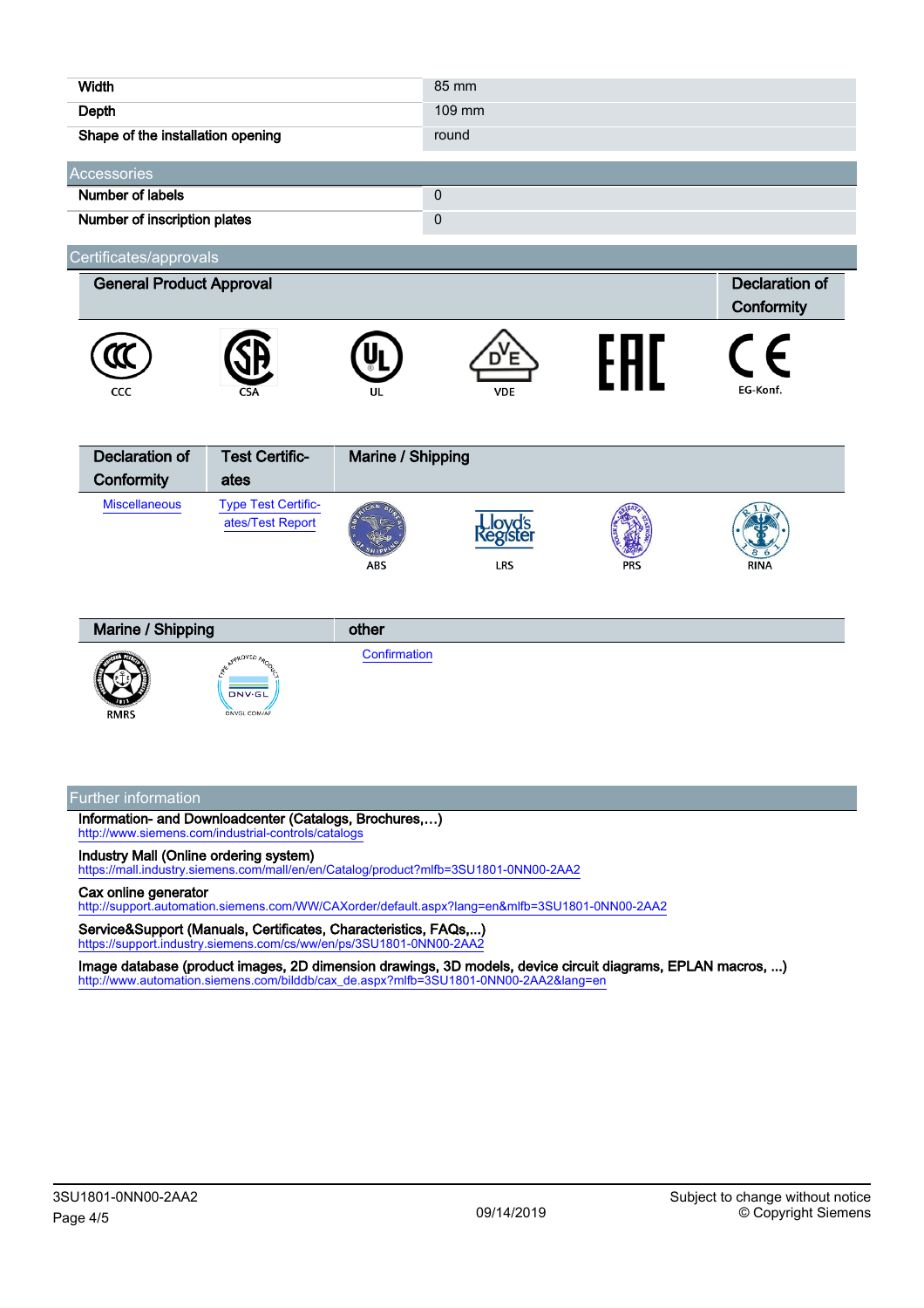| | |
|---|---|
| Width | 85 mm |
| Depth | 109 mm |
| Shape of the installation opening | round |

## Accessories

| | |
|---|---|
| Number of labels | 0 |
| Number of inscription plates | 0 |

## Certificates/approvals

| General Product Approval | | | | | Declaration of Conformity |
|---|---|---|---|---|---|
| CCC | CSA | UL | VDE | EAC | EG-Konf. |

| Declaration of Conformity | Test Certificates | Marine / Shipping | | | |
|---|---|---|---|---|---|
| Miscellaneous | Type Test Certificates/Test Report | ABS | LRS | PRS | RINA |

| Marine / Shipping | | other |
|---|---|---|
| RMRS | DNVGL.COM/AF | Confirmation |

## Further information

**Information- and Downloadcenter (Catalogs, Brochures,…)**
http://www.siemens.com/industrial-controls/catalogs

**Industry Mall (Online ordering system)**
https://mall.industry.siemens.com/mall/en/en/Catalog/product?mlfb=3SU1801-0NN00-2AA2

**Cax online generator**
http://support.automation.siemens.com/WW/CAXorder/default.aspx?lang=en&mlfb=3SU1801-0NN00-2AA2

**Service&Support (Manuals, Certificates, Characteristics, FAQs,...)**
https://support.industry.siemens.com/cs/ww/en/ps/3SU1801-0NN00-2AA2

**Image database (product images, 2D dimension drawings, 3D models, device circuit diagrams, EPLAN macros, ...)**
http://www.automation.siemens.com/bilddb/cax_de.aspx?mlfb=3SU1801-0NN00-2AA2&lang=en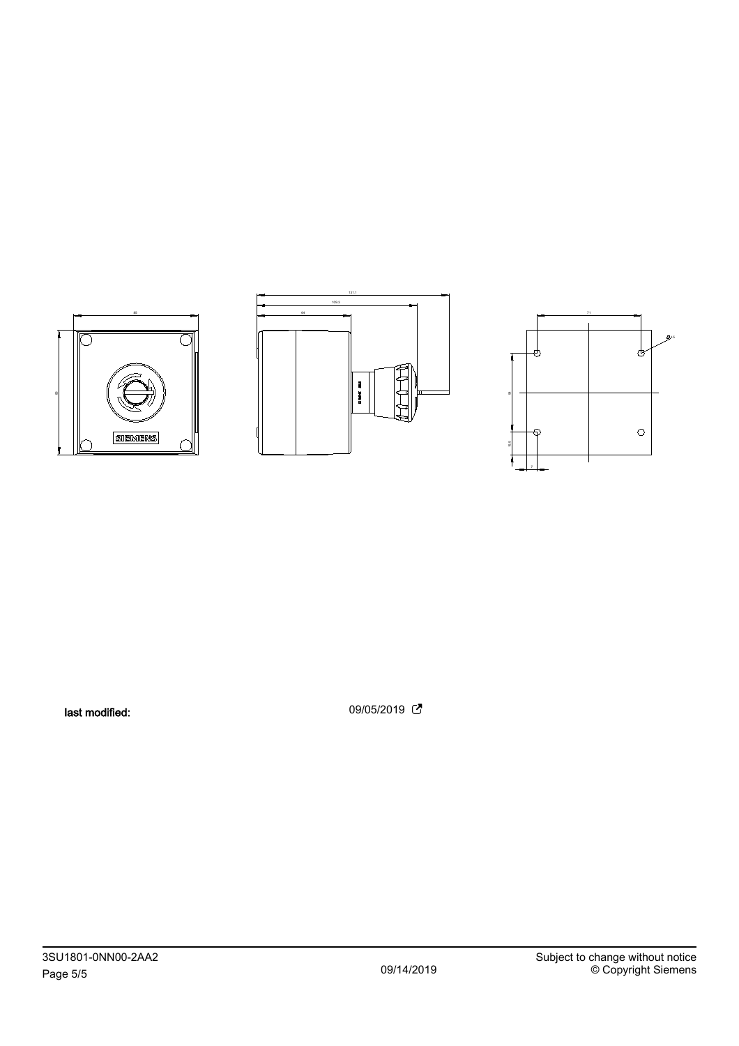85

85

131.1

109.3

64

SIEMENS

71

Ø5.5

56

8.5

7

**last modified:** 09/05/2019